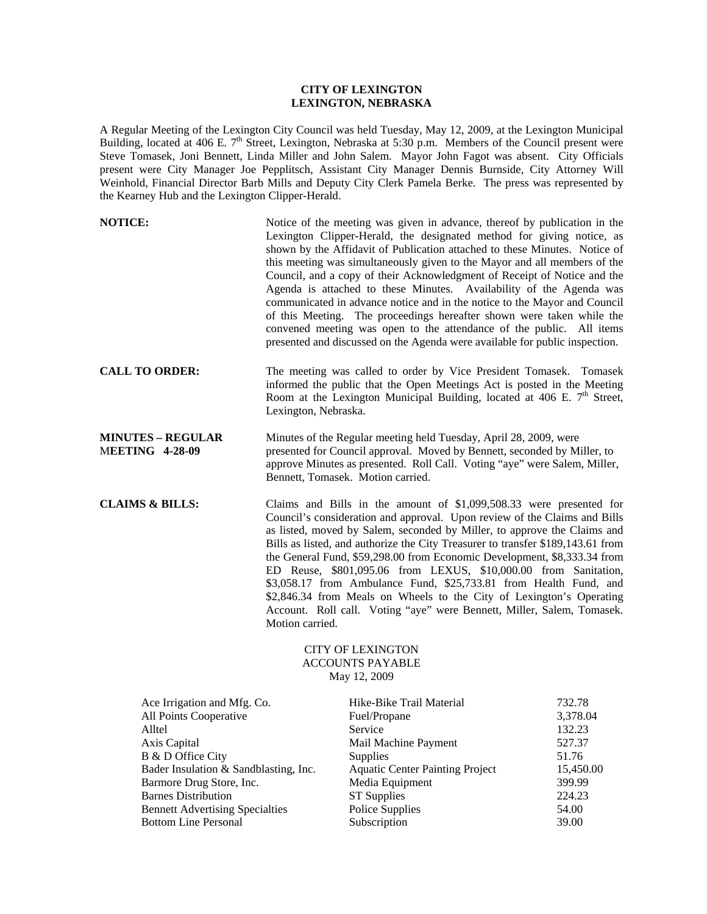**CITY OF LEXINGTON**
**LEXINGTON, NEBRASKA**

A Regular Meeting of the Lexington City Council was held Tuesday, May 12, 2009, at the Lexington Municipal Building, located at 406 E. 7th Street, Lexington, Nebraska at 5:30 p.m. Members of the Council present were Steve Tomasek, Joni Bennett, Linda Miller and John Salem. Mayor John Fagot was absent. City Officials present were City Manager Joe Pepplitsch, Assistant City Manager Dennis Burnside, City Attorney Will Weinhold, Financial Director Barb Mills and Deputy City Clerk Pamela Berke. The press was represented by the Kearney Hub and the Lexington Clipper-Herald.

**NOTICE:** Notice of the meeting was given in advance, thereof by publication in the Lexington Clipper-Herald, the designated method for giving notice, as shown by the Affidavit of Publication attached to these Minutes. Notice of this meeting was simultaneously given to the Mayor and all members of the Council, and a copy of their Acknowledgment of Receipt of Notice and the Agenda is attached to these Minutes. Availability of the Agenda was communicated in advance notice and in the notice to the Mayor and Council of this Meeting. The proceedings hereafter shown were taken while the convened meeting was open to the attendance of the public. All items presented and discussed on the Agenda were available for public inspection.

**CALL TO ORDER:** The meeting was called to order by Vice President Tomasek. Tomasek informed the public that the Open Meetings Act is posted in the Meeting Room at the Lexington Municipal Building, located at 406 E. 7th Street, Lexington, Nebraska.

**MINUTES – REGULAR MEETING 4-28-09** Minutes of the Regular meeting held Tuesday, April 28, 2009, were presented for Council approval. Moved by Bennett, seconded by Miller, to approve Minutes as presented. Roll Call. Voting "aye" were Salem, Miller, Bennett, Tomasek. Motion carried.

**CLAIMS & BILLS:** Claims and Bills in the amount of $1,099,508.33 were presented for Council's consideration and approval. Upon review of the Claims and Bills as listed, moved by Salem, seconded by Miller, to approve the Claims and Bills as listed, and authorize the City Treasurer to transfer $189,143.61 from the General Fund, $59,298.00 from Economic Development, $8,333.34 from ED Reuse, $801,095.06 from LEXUS, $10,000.00 from Sanitation, $3,058.17 from Ambulance Fund, $25,733.81 from Health Fund, and $2,846.34 from Meals on Wheels to the City of Lexington's Operating Account. Roll call. Voting "aye" were Bennett, Miller, Salem, Tomasek. Motion carried.

CITY OF LEXINGTON
ACCOUNTS PAYABLE
May 12, 2009

| | | |
|---|---|---|
| Ace Irrigation and Mfg. Co. | Hike-Bike Trail Material | 732.78 |
| All Points Cooperative | Fuel/Propane | 3,378.04 |
| Alltel | Service | 132.23 |
| Axis Capital | Mail Machine Payment | 527.37 |
| B & D Office City | Supplies | 51.76 |
| Bader Insulation & Sandblasting, Inc. | Aquatic Center Painting Project | 15,450.00 |
| Barmore Drug Store, Inc. | Media Equipment | 399.99 |
| Barnes Distribution | ST Supplies | 224.23 |
| Bennett Advertising Specialties | Police Supplies | 54.00 |
| Bottom Line Personal | Subscription | 39.00 |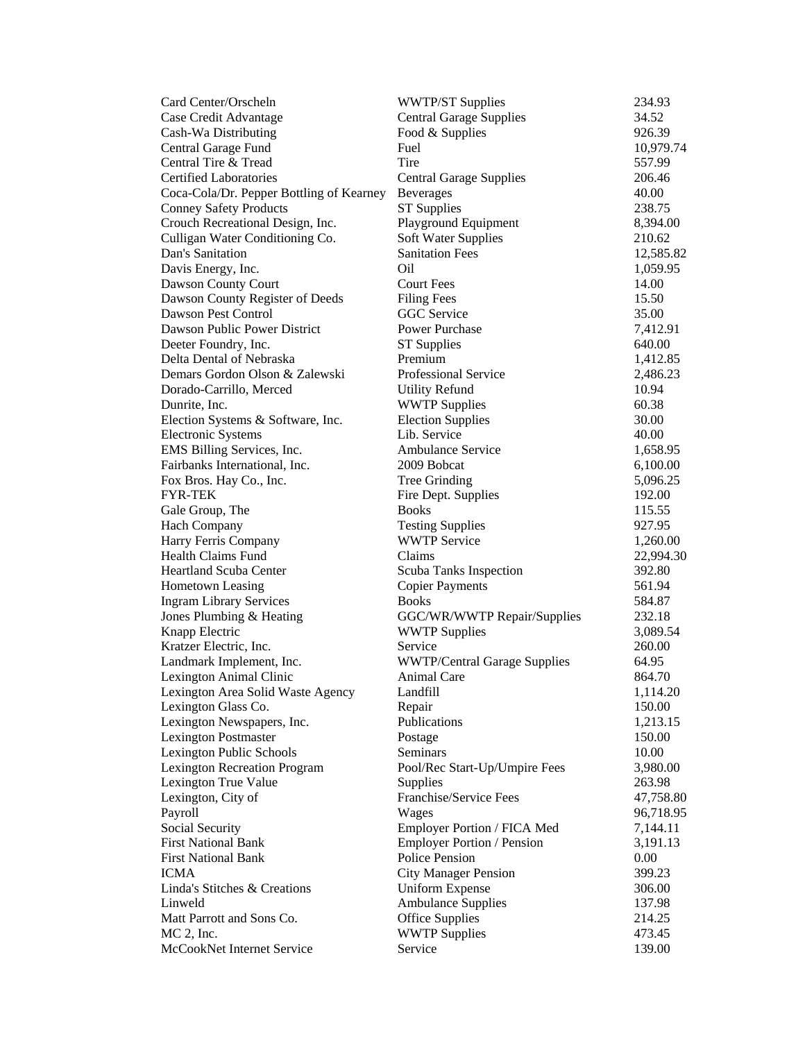| | | |
|---|---|---|
| Card Center/Orscheln | WWTP/ST Supplies | 234.93 |
| Case Credit Advantage | Central Garage Supplies | 34.52 |
| Cash-Wa Distributing | Food & Supplies | 926.39 |
| Central Garage Fund | Fuel | 10,979.74 |
| Central Tire & Tread | Tire | 557.99 |
| Certified Laboratories | Central Garage Supplies | 206.46 |
| Coca-Cola/Dr. Pepper Bottling of Kearney | Beverages | 40.00 |
| Conney Safety Products | ST Supplies | 238.75 |
| Crouch Recreational Design, Inc. | Playground Equipment | 8,394.00 |
| Culligan Water Conditioning Co. | Soft Water Supplies | 210.62 |
| Dan's Sanitation | Sanitation Fees | 12,585.82 |
| Davis Energy, Inc. | Oil | 1,059.95 |
| Dawson County Court | Court Fees | 14.00 |
| Dawson County Register of Deeds | Filing Fees | 15.50 |
| Dawson Pest Control | GGC Service | 35.00 |
| Dawson Public Power District | Power Purchase | 7,412.91 |
| Deeter Foundry, Inc. | ST Supplies | 640.00 |
| Delta Dental of Nebraska | Premium | 1,412.85 |
| Demars Gordon Olson & Zalewski | Professional Service | 2,486.23 |
| Dorado-Carrillo, Merced | Utility Refund | 10.94 |
| Dunrite, Inc. | WWTP Supplies | 60.38 |
| Election Systems & Software, Inc. | Election Supplies | 30.00 |
| Electronic Systems | Lib. Service | 40.00 |
| EMS Billing Services, Inc. | Ambulance Service | 1,658.95 |
| Fairbanks International, Inc. | 2009 Bobcat | 6,100.00 |
| Fox Bros. Hay Co., Inc. | Tree Grinding | 5,096.25 |
| FYR-TEK | Fire Dept. Supplies | 192.00 |
| Gale Group, The | Books | 115.55 |
| Hach Company | Testing Supplies | 927.95 |
| Harry Ferris Company | WWTP Service | 1,260.00 |
| Health Claims Fund | Claims | 22,994.30 |
| Heartland Scuba Center | Scuba Tanks Inspection | 392.80 |
| Hometown Leasing | Copier Payments | 561.94 |
| Ingram Library Services | Books | 584.87 |
| Jones Plumbing & Heating | GGC/WR/WWTP Repair/Supplies | 232.18 |
| Knapp Electric | WWTP Supplies | 3,089.54 |
| Kratzer Electric, Inc. | Service | 260.00 |
| Landmark Implement, Inc. | WWTP/Central Garage Supplies | 64.95 |
| Lexington Animal Clinic | Animal Care | 864.70 |
| Lexington Area Solid Waste Agency | Landfill | 1,114.20 |
| Lexington Glass Co. | Repair | 150.00 |
| Lexington Newspapers, Inc. | Publications | 1,213.15 |
| Lexington Postmaster | Postage | 150.00 |
| Lexington Public Schools | Seminars | 10.00 |
| Lexington Recreation Program | Pool/Rec Start-Up/Umpire Fees | 3,980.00 |
| Lexington True Value | Supplies | 263.98 |
| Lexington, City of | Franchise/Service Fees | 47,758.80 |
| Payroll | Wages | 96,718.95 |
| Social Security | Employer Portion / FICA Med | 7,144.11 |
| First National Bank | Employer Portion / Pension | 3,191.13 |
| First National Bank | Police Pension | 0.00 |
| ICMA | City Manager Pension | 399.23 |
| Linda's Stitches & Creations | Uniform Expense | 306.00 |
| Linweld | Ambulance Supplies | 137.98 |
| Matt Parrott and Sons Co. | Office Supplies | 214.25 |
| MC 2, Inc. | WWTP Supplies | 473.45 |
| McCookNet Internet Service | Service | 139.00 |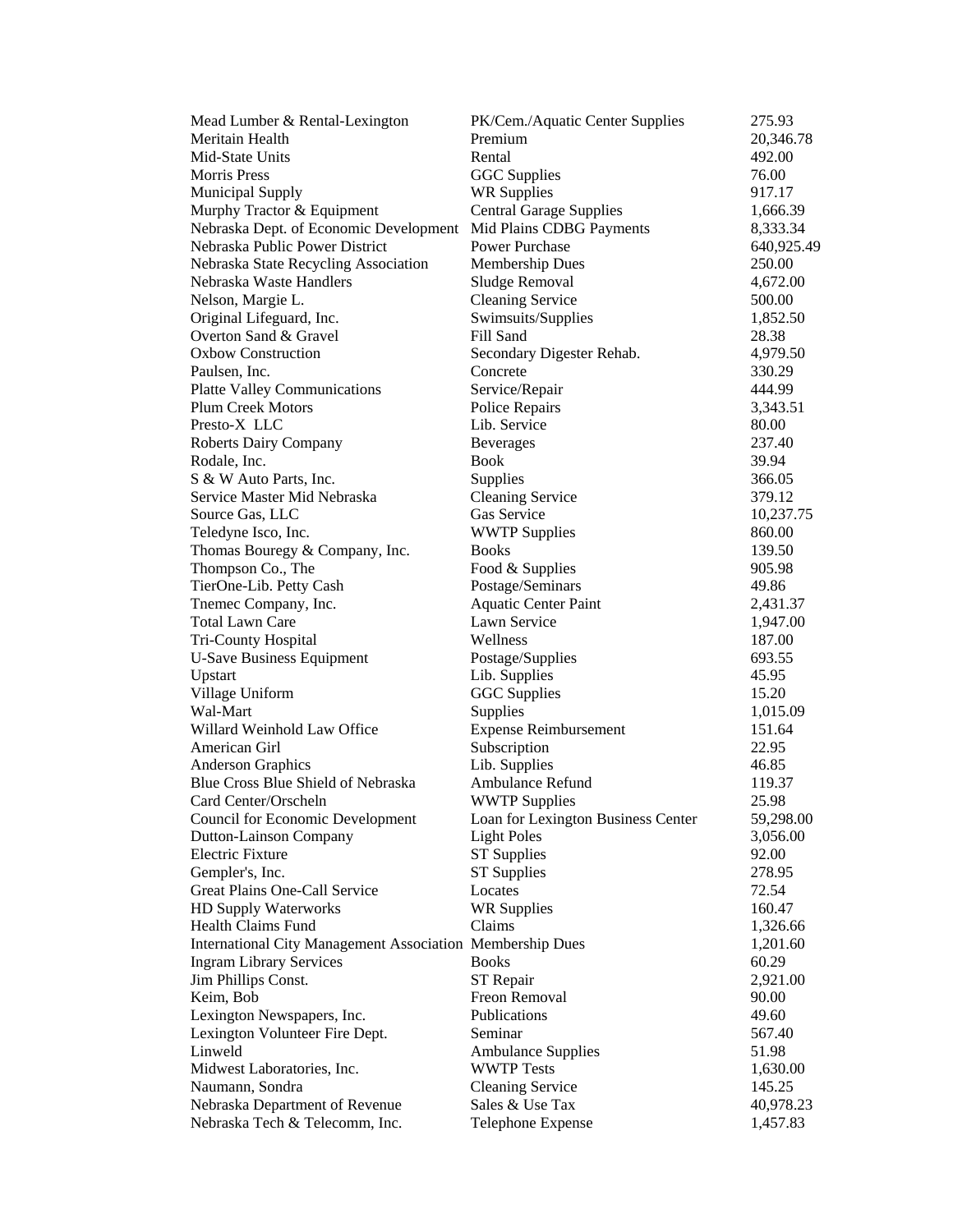| | | |
|---|---|---|
| Mead Lumber & Rental-Lexington | PK/Cem./Aquatic Center Supplies | 275.93 |
| Meritain Health | Premium | 20,346.78 |
| Mid-State Units | Rental | 492.00 |
| Morris Press | GGC Supplies | 76.00 |
| Municipal Supply | WR Supplies | 917.17 |
| Murphy Tractor & Equipment | Central Garage Supplies | 1,666.39 |
| Nebraska Dept. of Economic Development | Mid Plains CDBG Payments | 8,333.34 |
| Nebraska Public Power District | Power Purchase | 640,925.49 |
| Nebraska State Recycling Association | Membership Dues | 250.00 |
| Nebraska Waste Handlers | Sludge Removal | 4,672.00 |
| Nelson, Margie L. | Cleaning Service | 500.00 |
| Original Lifeguard, Inc. | Swimsuits/Supplies | 1,852.50 |
| Overton Sand & Gravel | Fill Sand | 28.38 |
| Oxbow Construction | Secondary Digester Rehab. | 4,979.50 |
| Paulsen, Inc. | Concrete | 330.29 |
| Platte Valley Communications | Service/Repair | 444.99 |
| Plum Creek Motors | Police Repairs | 3,343.51 |
| Presto-X LLC | Lib. Service | 80.00 |
| Roberts Dairy Company | Beverages | 237.40 |
| Rodale, Inc. | Book | 39.94 |
| S & W Auto Parts, Inc. | Supplies | 366.05 |
| Service Master Mid Nebraska | Cleaning Service | 379.12 |
| Source Gas, LLC | Gas Service | 10,237.75 |
| Teledyne Isco, Inc. | WWTP Supplies | 860.00 |
| Thomas Bouregy & Company, Inc. | Books | 139.50 |
| Thompson Co., The | Food & Supplies | 905.98 |
| TierOne-Lib. Petty Cash | Postage/Seminars | 49.86 |
| Tnemec Company, Inc. | Aquatic Center Paint | 2,431.37 |
| Total Lawn Care | Lawn Service | 1,947.00 |
| Tri-County Hospital | Wellness | 187.00 |
| U-Save Business Equipment | Postage/Supplies | 693.55 |
| Upstart | Lib. Supplies | 45.95 |
| Village Uniform | GGC Supplies | 15.20 |
| Wal-Mart | Supplies | 1,015.09 |
| Willard Weinhold Law Office | Expense Reimbursement | 151.64 |
| American Girl | Subscription | 22.95 |
| Anderson Graphics | Lib. Supplies | 46.85 |
| Blue Cross Blue Shield of Nebraska | Ambulance Refund | 119.37 |
| Card Center/Orscheln | WWTP Supplies | 25.98 |
| Council for Economic Development | Loan for Lexington Business Center | 59,298.00 |
| Dutton-Lainson Company | Light Poles | 3,056.00 |
| Electric Fixture | ST Supplies | 92.00 |
| Gempler's, Inc. | ST Supplies | 278.95 |
| Great Plains One-Call Service | Locates | 72.54 |
| HD Supply Waterworks | WR Supplies | 160.47 |
| Health Claims Fund | Claims | 1,326.66 |
| International City Management Association | Membership Dues | 1,201.60 |
| Ingram Library Services | Books | 60.29 |
| Jim Phillips Const. | ST Repair | 2,921.00 |
| Keim, Bob | Freon Removal | 90.00 |
| Lexington Newspapers, Inc. | Publications | 49.60 |
| Lexington Volunteer Fire Dept. | Seminar | 567.40 |
| Linweld | Ambulance Supplies | 51.98 |
| Midwest Laboratories, Inc. | WWTP Tests | 1,630.00 |
| Naumann, Sondra | Cleaning Service | 145.25 |
| Nebraska Department of Revenue | Sales & Use Tax | 40,978.23 |
| Nebraska Tech & Telecomm, Inc. | Telephone Expense | 1,457.83 |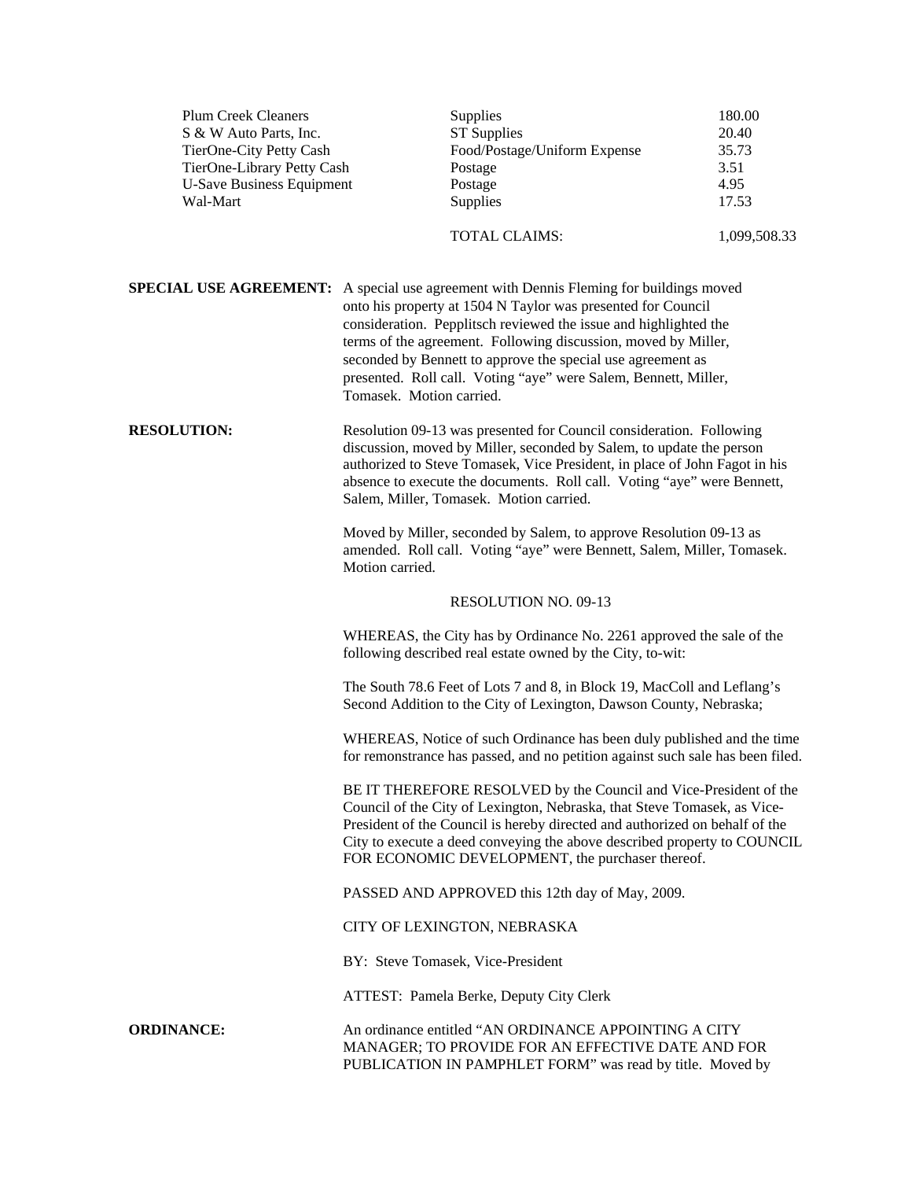| | | |
|---|---|---|
| Plum Creek Cleaners | Supplies | 180.00 |
| S & W Auto Parts, Inc. | ST Supplies | 20.40 |
| TierOne-City Petty Cash | Food/Postage/Uniform Expense | 35.73 |
| TierOne-Library Petty Cash | Postage | 3.51 |
| U-Save Business Equipment | Postage | 4.95 |
| Wal-Mart | Supplies | 17.53 |
| | TOTAL CLAIMS: | 1,099,508.33 |

**SPECIAL USE AGREEMENT:** A special use agreement with Dennis Fleming for buildings moved onto his property at 1504 N Taylor was presented for Council consideration. Pepplitsch reviewed the issue and highlighted the terms of the agreement. Following discussion, moved by Miller, seconded by Bennett to approve the special use agreement as presented. Roll call. Voting "aye" were Salem, Bennett, Miller, Tomasek. Motion carried.

**RESOLUTION:** Resolution 09-13 was presented for Council consideration. Following discussion, moved by Miller, seconded by Salem, to update the person authorized to Steve Tomasek, Vice President, in place of John Fagot in his absence to execute the documents. Roll call. Voting "aye" were Bennett, Salem, Miller, Tomasek. Motion carried.

Moved by Miller, seconded by Salem, to approve Resolution 09-13 as amended. Roll call. Voting "aye" were Bennett, Salem, Miller, Tomasek. Motion carried.

RESOLUTION NO. 09-13

WHEREAS, the City has by Ordinance No. 2261 approved the sale of the following described real estate owned by the City, to-wit:

The South 78.6 Feet of Lots 7 and 8, in Block 19, MacColl and Leflang's Second Addition to the City of Lexington, Dawson County, Nebraska;

WHEREAS, Notice of such Ordinance has been duly published and the time for remonstrance has passed, and no petition against such sale has been filed.

BE IT THEREFORE RESOLVED by the Council and Vice-President of the Council of the City of Lexington, Nebraska, that Steve Tomasek, as Vice-President of the Council is hereby directed and authorized on behalf of the City to execute a deed conveying the above described property to COUNCIL FOR ECONOMIC DEVELOPMENT, the purchaser thereof.

PASSED AND APPROVED this 12th day of May, 2009.

CITY OF LEXINGTON, NEBRASKA

BY: Steve Tomasek, Vice-President

ATTEST: Pamela Berke, Deputy City Clerk

**ORDINANCE:** An ordinance entitled "AN ORDINANCE APPOINTING A CITY MANAGER; TO PROVIDE FOR AN EFFECTIVE DATE AND FOR PUBLICATION IN PAMPHLET FORM" was read by title. Moved by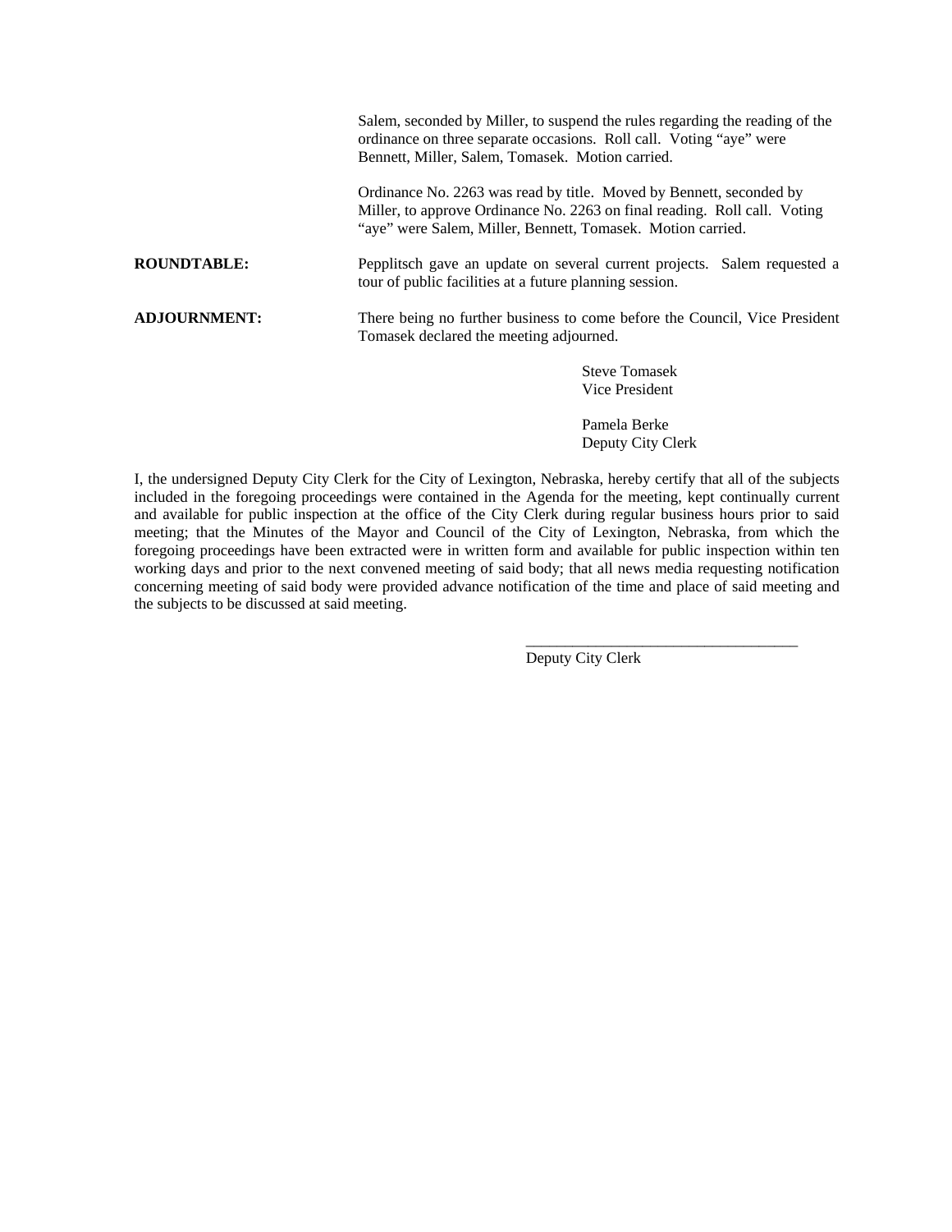Salem, seconded by Miller, to suspend the rules regarding the reading of the ordinance on three separate occasions. Roll call. Voting "aye" were Bennett, Miller, Salem, Tomasek. Motion carried.

Ordinance No. 2263 was read by title. Moved by Bennett, seconded by Miller, to approve Ordinance No. 2263 on final reading. Roll call. Voting "aye" were Salem, Miller, Bennett, Tomasek. Motion carried.

**ROUNDTABLE:** Pepplitsch gave an update on several current projects. Salem requested a tour of public facilities at a future planning session.

**ADJOURNMENT:** There being no further business to come before the Council, Vice President Tomasek declared the meeting adjourned.

Steve Tomasek
Vice President

Pamela Berke
Deputy City Clerk

I, the undersigned Deputy City Clerk for the City of Lexington, Nebraska, hereby certify that all of the subjects included in the foregoing proceedings were contained in the Agenda for the meeting, kept continually current and available for public inspection at the office of the City Clerk during regular business hours prior to said meeting; that the Minutes of the Mayor and Council of the City of Lexington, Nebraska, from which the foregoing proceedings have been extracted were in written form and available for public inspection within ten working days and prior to the next convened meeting of said body; that all news media requesting notification concerning meeting of said body were provided advance notification of the time and place of said meeting and the subjects to be discussed at said meeting.

\_\_\_\_\_\_\_\_\_\_\_\_\_\_\_\_\_\_\_\_\_\_\_\_\_\_\_\_\_\_\_\_\_\_\_
Deputy City Clerk